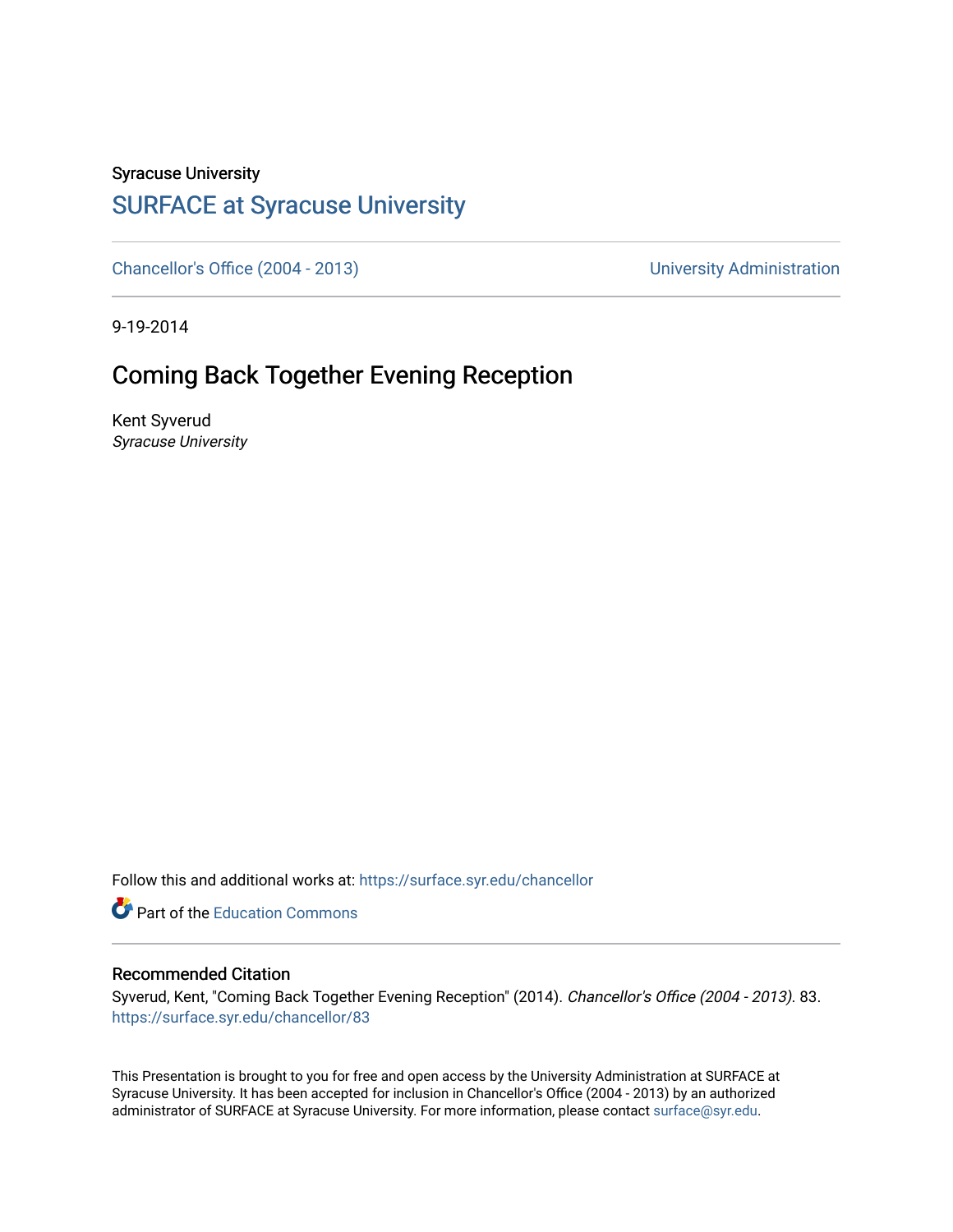Syracuse University

## SURFACE at Syracuse University

Chancellor's Office (2004 - 2013) | University Administration

9-19-2014

# Coming Back Together Evening Reception

Kent Syverud
*Syracuse University*

Follow this and additional works at: https://surface.syr.edu/chancellor

Part of the Education Commons

### Recommended Citation

Syverud, Kent, "Coming Back Together Evening Reception" (2014). *Chancellor's Office (2004 - 2013)*. 83.
https://surface.syr.edu/chancellor/83

This Presentation is brought to you for free and open access by the University Administration at SURFACE at Syracuse University. It has been accepted for inclusion in Chancellor's Office (2004 - 2013) by an authorized administrator of SURFACE at Syracuse University. For more information, please contact surface@syr.edu.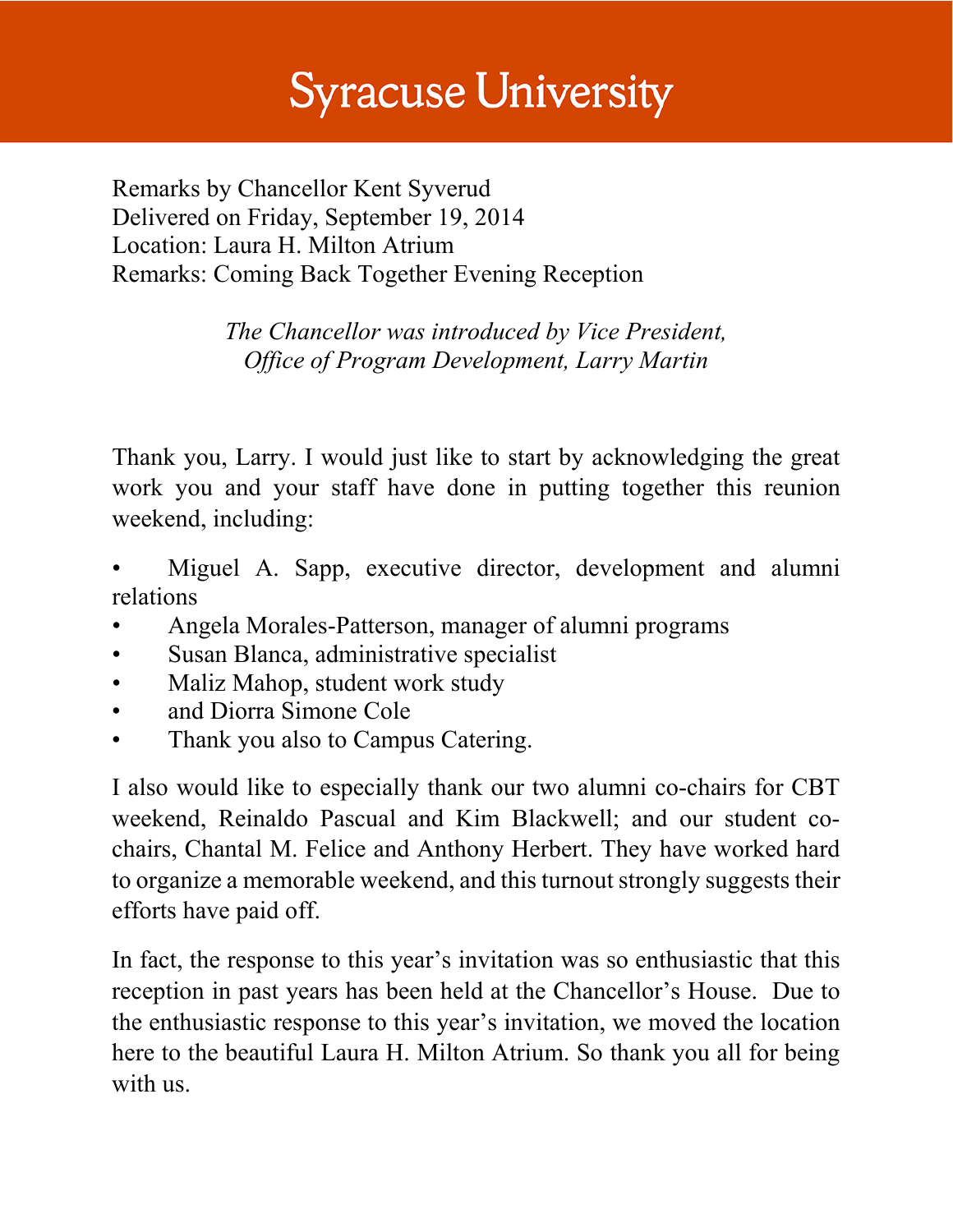# Syracuse University

Remarks by Chancellor Kent Syverud
Delivered on Friday, September 19, 2014
Location: Laura H. Milton Atrium
Remarks: Coming Back Together Evening Reception

*The Chancellor was introduced by Vice President, Office of Program Development, Larry Martin*

Thank you, Larry. I would just like to start by acknowledging the great work you and your staff have done in putting together this reunion weekend, including:

- Miguel A. Sapp, executive director, development and alumni relations
- Angela Morales-Patterson, manager of alumni programs
- Susan Blanca, administrative specialist
- Maliz Mahop, student work study
- and Diorra Simone Cole
- Thank you also to Campus Catering.

I also would like to especially thank our two alumni co-chairs for CBT weekend, Reinaldo Pascual and Kim Blackwell; and our student co-chairs, Chantal M. Felice and Anthony Herbert. They have worked hard to organize a memorable weekend, and this turnout strongly suggests their efforts have paid off.

In fact, the response to this year's invitation was so enthusiastic that this reception in past years has been held at the Chancellor's House. Due to the enthusiastic response to this year's invitation, we moved the location here to the beautiful Laura H. Milton Atrium. So thank you all for being with us.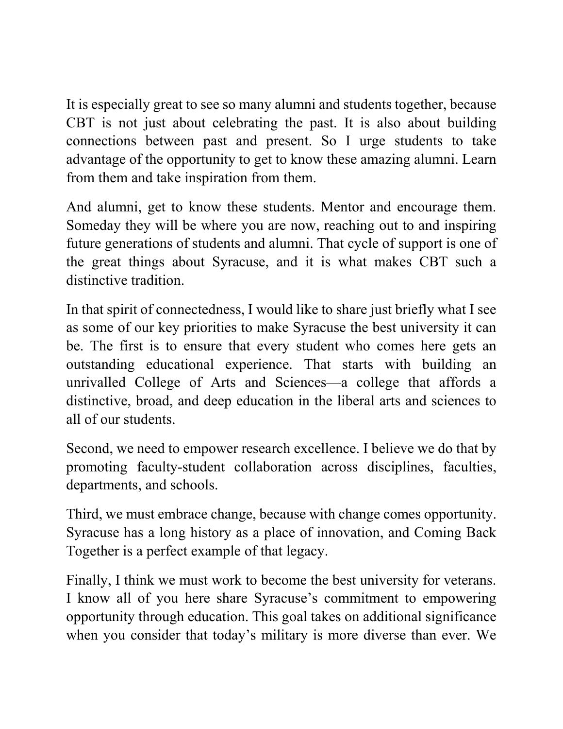It is especially great to see so many alumni and students together, because CBT is not just about celebrating the past. It is also about building connections between past and present. So I urge students to take advantage of the opportunity to get to know these amazing alumni. Learn from them and take inspiration from them.

And alumni, get to know these students. Mentor and encourage them. Someday they will be where you are now, reaching out to and inspiring future generations of students and alumni. That cycle of support is one of the great things about Syracuse, and it is what makes CBT such a distinctive tradition.

In that spirit of connectedness, I would like to share just briefly what I see as some of our key priorities to make Syracuse the best university it can be. The first is to ensure that every student who comes here gets an outstanding educational experience. That starts with building an unrivalled College of Arts and Sciences—a college that affords a distinctive, broad, and deep education in the liberal arts and sciences to all of our students.

Second, we need to empower research excellence. I believe we do that by promoting faculty-student collaboration across disciplines, faculties, departments, and schools.

Third, we must embrace change, because with change comes opportunity. Syracuse has a long history as a place of innovation, and Coming Back Together is a perfect example of that legacy.

Finally, I think we must work to become the best university for veterans. I know all of you here share Syracuse's commitment to empowering opportunity through education. This goal takes on additional significance when you consider that today's military is more diverse than ever. We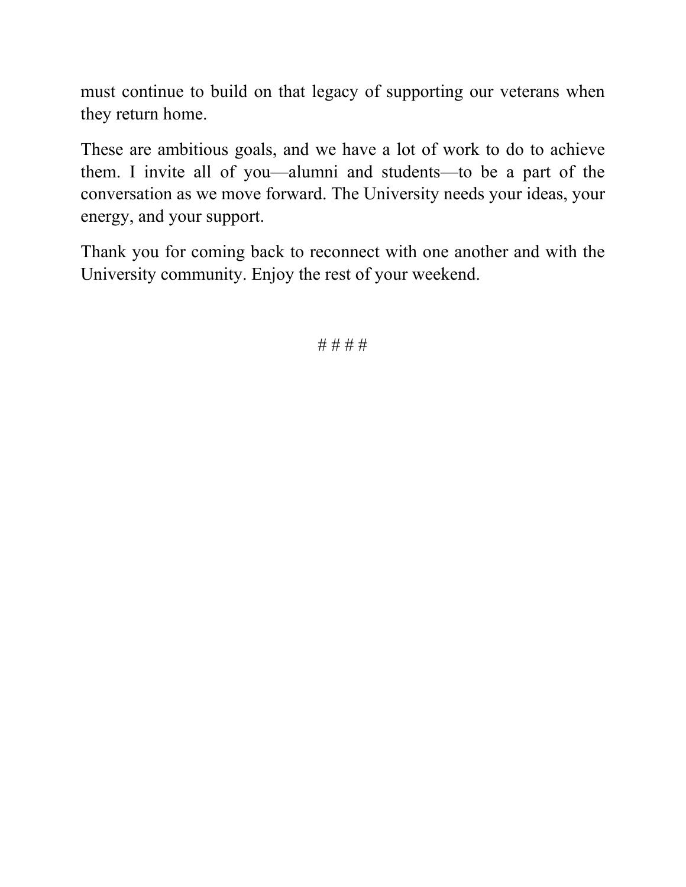must continue to build on that legacy of supporting our veterans when they return home.

These are ambitious goals, and we have a lot of work to do to achieve them. I invite all of you—alumni and students—to be a part of the conversation as we move forward. The University needs your ideas, your energy, and your support.

Thank you for coming back to reconnect with one another and with the University community. Enjoy the rest of your weekend.

# # # #